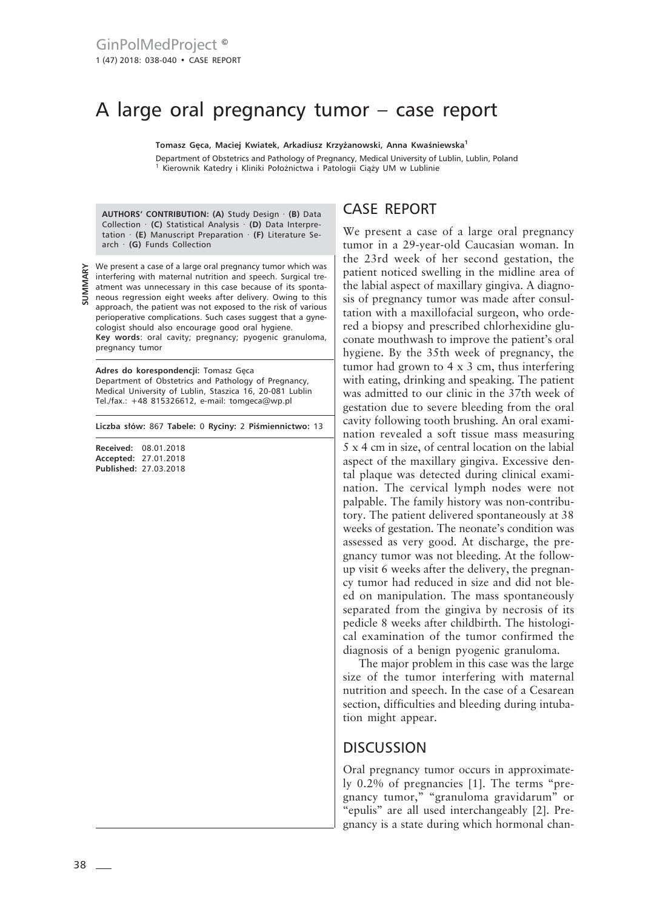# A large oral pregnancy tumor – case report

**Tomasz Gęca, Maciej Kwiatek, Arkadiusz Krzyżanowski, Anna Kwaśniewska[1]**

Department of Obstetrics and Pathology of Pregnancy, Medical University of Lublin, Lublin, Poland
[1] Kierownik Katedry i Kliniki Położnictwa i Patologii Ciąży UM w Lublinie

**AUTHORS' CONTRIBUTION:** **(A)** Study Design · **(B)** Data Collection · **(C)** Statistical Analysis · **(D)** Data Interpretation · **(E)** Manuscript Preparation · **(F)** Literature Search · **(G)** Funds Collection

**SUMMARY**

We present a case of a large oral pregnancy tumor which was interfering with maternal nutrition and speech. Surgical treatment was unnecessary in this case because of its spontaneous regression eight weeks after delivery. Owing to this approach, the patient was not exposed to the risk of various perioperative complications. Such cases suggest that a gynecologist should also encourage good oral hygiene.

**Key words**: oral cavity; pregnancy; pyogenic granuloma, pregnancy tumor

**Adres do korespondencji:** Tomasz Gęca
Department of Obstetrics and Pathology of Pregnancy, Medical University of Lublin, Staszica 16, 20-081 Lublin
Tel./fax.: +48 815326612, e-mail: tomgeca@wp.pl

**Liczba słów:** 867 **Tabele:** 0 **Ryciny:** 2 **Piśmiennictwo:** 13

**Received:** 08.01.2018
**Accepted:** 27.01.2018
**Published:** 27.03.2018

## CASE REPORT

We present a case of a large oral pregnancy tumor in a 29-year-old Caucasian woman. In the 23rd week of her second gestation, the patient noticed swelling in the midline area of the labial aspect of maxillary gingiva. A diagnosis of pregnancy tumor was made after consultation with a maxillofacial surgeon, who ordered a biopsy and prescribed chlorhexidine gluconate mouthwash to improve the patient's oral hygiene. By the 35th week of pregnancy, the tumor had grown to 4 x 3 cm, thus interfering with eating, drinking and speaking. The patient was admitted to our clinic in the 37th week of gestation due to severe bleeding from the oral cavity following tooth brushing. An oral examination revealed a soft tissue mass measuring 5 x 4 cm in size, of central location on the labial aspect of the maxillary gingiva. Excessive dental plaque was detected during clinical examination. The cervical lymph nodes were not palpable. The family history was non-contributory. The patient delivered spontaneously at 38 weeks of gestation. The neonate's condition was assessed as very good. At discharge, the pregnancy tumor was not bleeding. At the follow-up visit 6 weeks after the delivery, the pregnancy tumor had reduced in size and did not bleed on manipulation. The mass spontaneously separated from the gingiva by necrosis of its pedicle 8 weeks after childbirth. The histological examination of the tumor confirmed the diagnosis of a benign pyogenic granuloma.

The major problem in this case was the large size of the tumor interfering with maternal nutrition and speech. In the case of a Cesarean section, difficulties and bleeding during intubation might appear.

## DISCUSSION

Oral pregnancy tumor occurs in approximately 0.2% of pregnancies [1]. The terms "pregnancy tumor," "granuloma gravidarum" or "epulis" are all used interchangeably [2]. Pregnancy is a state during which hormonal chan-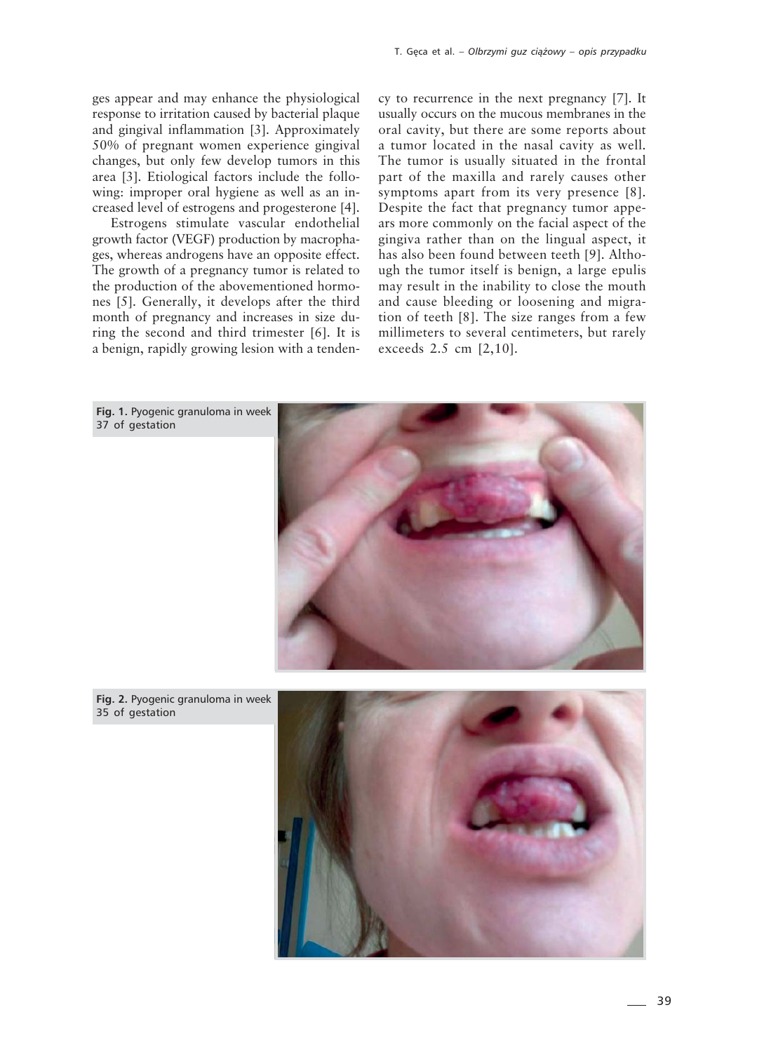ges appear and may enhance the physiological response to irritation caused by bacterial plaque and gingival inflammation [3]. Approximately 50% of pregnant women experience gingival changes, but only few develop tumors in this area [3]. Etiological factors include the following: improper oral hygiene as well as an increased level of estrogens and progesterone [4].

Estrogens stimulate vascular endothelial growth factor (VEGF) production by macrophages, whereas androgens have an opposite effect. The growth of a pregnancy tumor is related to the production of the abovementioned hormones [5]. Generally, it develops after the third month of pregnancy and increases in size during the second and third trimester [6]. It is a benign, rapidly growing lesion with a tendency to recurrence in the next pregnancy [7]. It usually occurs on the mucous membranes in the oral cavity, but there are some reports about a tumor located in the nasal cavity as well. The tumor is usually situated in the frontal part of the maxilla and rarely causes other symptoms apart from its very presence [8]. Despite the fact that pregnancy tumor appears more commonly on the facial aspect of the gingiva rather than on the lingual aspect, it has also been found between teeth [9]. Although the tumor itself is benign, a large epulis may result in the inability to close the mouth and cause bleeding or loosening and migration of teeth [8]. The size ranges from a few millimeters to several centimeters, but rarely exceeds 2.5 cm [2,10].

**Fig. 1.** Pyogenic granuloma in week 37 of gestation

**Fig. 2.** Pyogenic granuloma in week 35 of gestation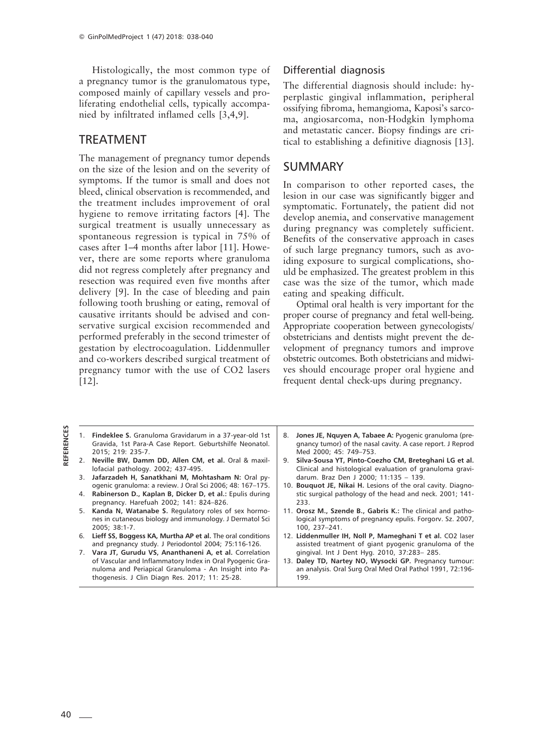Histologically, the most common type of a pregnancy tumor is the granulomatous type, composed mainly of capillary vessels and proliferating endothelial cells, typically accompanied by infiltrated inflamed cells [3,4,9].

## TREATMENT

The management of pregnancy tumor depends on the size of the lesion and on the severity of symptoms. If the tumor is small and does not bleed, clinical observation is recommended, and the treatment includes improvement of oral hygiene to remove irritating factors [4]. The surgical treatment is usually unnecessary as spontaneous regression is typical in 75% of cases after 1–4 months after labor [11]. However, there are some reports where granuloma did not regress completely after pregnancy and resection was required even five months after delivery [9]. In the case of bleeding and pain following tooth brushing or eating, removal of causative irritants should be advised and conservative surgical excision recommended and performed preferably in the second trimester of gestation by electrocoagulation. Liddenmuller and co-workers described surgical treatment of pregnancy tumor with the use of $CO_2$ lasers [12].

### Differential diagnosis

The differential diagnosis should include: hyperplastic gingival inflammation, peripheral ossifying fibroma, hemangioma, Kaposi's sarcoma, angiosarcoma, non-Hodgkin lymphoma and metastatic cancer. Biopsy findings are critical to establishing a definitive diagnosis [13].

## SUMMARY

In comparison to other reported cases, the lesion in our case was significantly bigger and symptomatic. Fortunately, the patient did not develop anemia, and conservative management during pregnancy was completely sufficient. Benefits of the conservative approach in cases of such large pregnancy tumors, such as avoiding exposure to surgical complications, should be emphasized. The greatest problem in this case was the size of the tumor, which made eating and speaking difficult.

Optimal oral health is very important for the proper course of pregnancy and fetal well-being. Appropriate cooperation between gynecologists/obstetricians and dentists might prevent the development of pregnancy tumors and improve obstetric outcomes. Both obstetricians and midwives should encourage proper oral hygiene and frequent dental check-ups during pregnancy.

## REFERENCES

1. **Findeklee S.** Granuloma Gravidarum in a 37-year-old 1st Gravida, 1st Para-A Case Report. Geburtshilfe Neonatol. 2015; 219: 235-7.
2. **Neville BW, Damm DD, Allen CM, et al.** Oral & maxillofacial pathology. 2002; 437-495.
3. **Jafarzadeh H, Sanatkhani M, Mohtasham N:** Oral pyogenic granuloma: a review. J Oral Sci 2006; 48: 167–175.
4. **Rabinerson D., Kaplan B, Dicker D, et al.:** Epulis during pregnancy. Harefuah 2002; 141: 824–826.
5. **Kanda N, Watanabe S.** Regulatory roles of sex hormones in cutaneous biology and immunology. J Dermatol Sci 2005; 38:1-7.
6. **Lieff SS, Boggess KA, Murtha AP et al.** The oral conditions and pregnancy study. J Periodontol 2004; 75:116-126.
7. **Vara JT, Gurudu VS, Ananthaneni A, et al.** Correlation of Vascular and Inflammatory Index in Oral Pyogenic Granuloma and Periapical Granuloma - An Insight into Pathogenesis. J Clin Diagn Res. 2017; 11: 25-28.
8. **Jones JE, Nquyen A, Tabaee A:** Pyogenic granuloma (pregnancy tumor) of the nasal cavity. A case report. J Reprod Med 2000; 45: 749–753.
9. **Silva-Sousa YT, Pinto-Coezho CM, Breteghani LG et al.** Clinical and histological evaluation of granuloma gravidarum. Braz Den J 2000; 11:135 – 139.
10. **Bouquot JE, Nikai H.** Lesions of the oral cavity. Diagnostic surgical pathology of the head and neck. 2001; 141-233.
11. **Orosz M., Szende B., Gabris K.:** The clinical and pathological symptoms of pregnancy epulis. Forgorv. Sz. 2007, 100, 237–241.
12. **Liddenmuller IH, Noll P, Mameghani T et al.** CO2 laser assisted treatment of giant pyogenic granuloma of the gingival. Int J Dent Hyg. 2010, 37:283– 285.
13. **Daley TD, Nartey NO, Wysocki GP.** Pregnancy tumour: an analysis. Oral Surg Oral Med Oral Pathol 1991, 72:196-199.